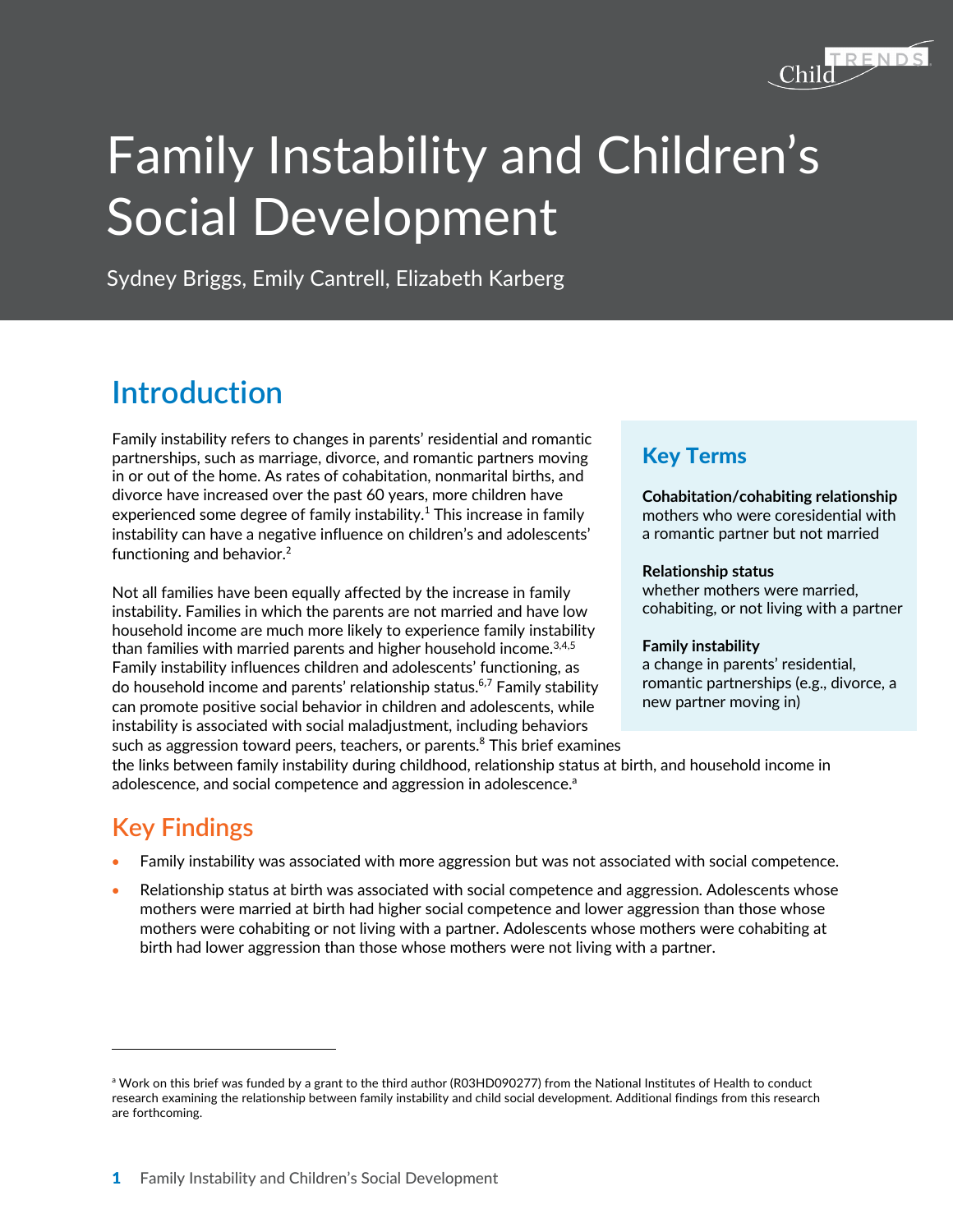# Family Instability and Children's Social Development

Sydney Briggs, Emily Cantrell, Elizabeth Karberg

## Introduction

Family instability refers to changes in parents' residential and romantic partnerships, such as marriage, divorce, and romantic partners moving in or out of the home. As rates of cohabitation, nonmarital births, and divorce have increased over the past 60 years, more children have experienced some degree of family instability.[1] This increase in family instability can have a negative influence on children's and adolescents' functioning and behavior.[2]

Not all families have been equally affected by the increase in family instability. Families in which the parents are not married and have low household income are much more likely to experience family instability than families with married parents and higher household income.[3,4,5] Family instability influences children and adolescents' functioning, as do household income and parents' relationship status.[6,7] Family stability can promote positive social behavior in children and adolescents, while instability is associated with social maladjustment, including behaviors such as aggression toward peers, teachers, or parents.[8] This brief examines the links between family instability during childhood, relationship status at birth, and household income in adolescence, and social competence and aggression in adolescence.[a]

### Key Terms

**Cohabitation/cohabiting relationship**
mothers who were coresidential with a romantic partner but not married

**Relationship status**
whether mothers were married, cohabiting, or not living with a partner

**Family instability**
a change in parents' residential, romantic partnerships (e.g., divorce, a new partner moving in)

## Key Findings

- Family instability was associated with more aggression but was not associated with social competence.
- Relationship status at birth was associated with social competence and aggression. Adolescents whose mothers were married at birth had higher social competence and lower aggression than those whose mothers were cohabiting or not living with a partner. Adolescents whose mothers were cohabiting at birth had lower aggression than those whose mothers were not living with a partner.

---

[a] Work on this brief was funded by a grant to the third author (R03HD090277) from the National Institutes of Health to conduct research examining the relationship between family instability and child social development. Additional findings from this research are forthcoming.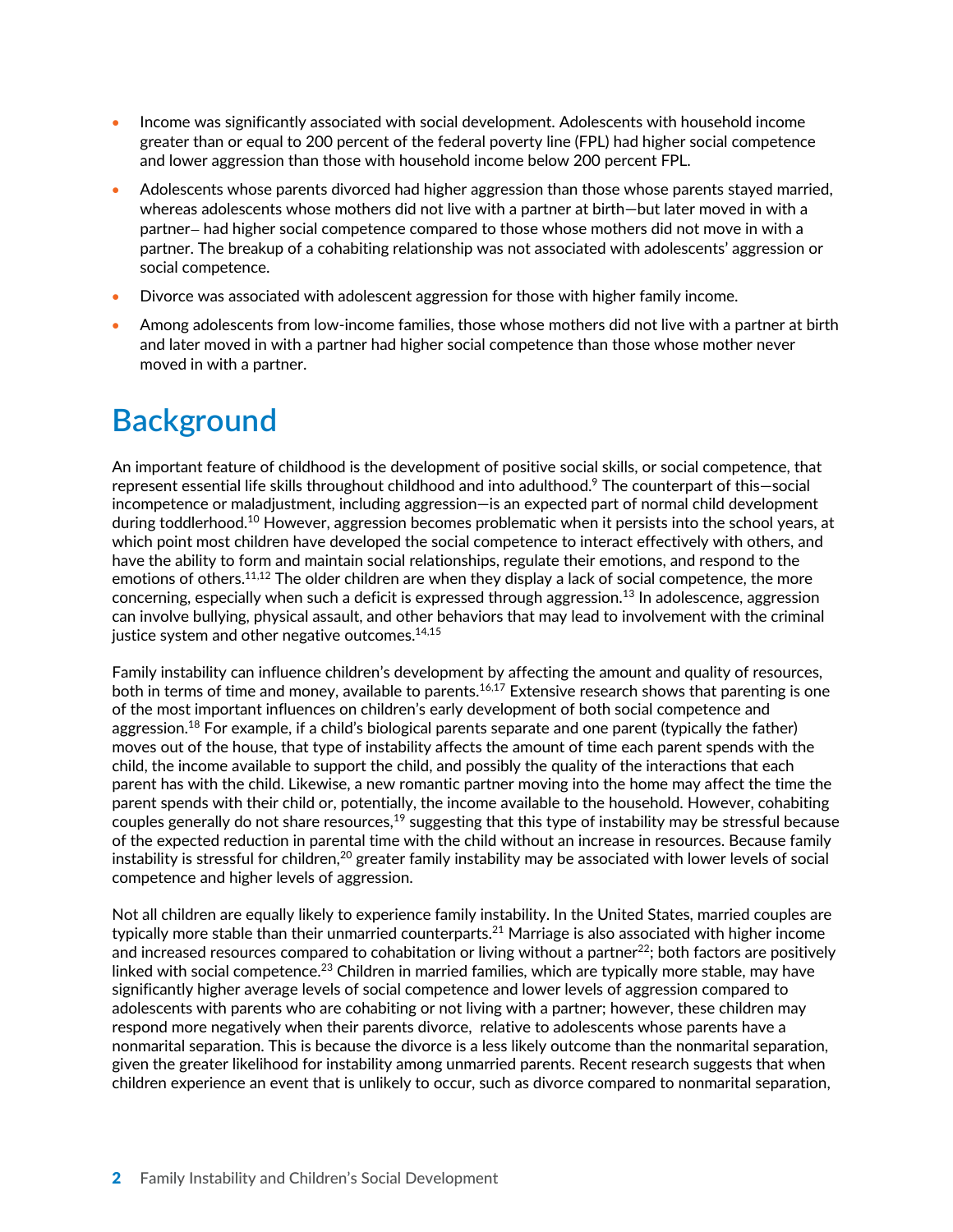- Income was significantly associated with social development. Adolescents with household income greater than or equal to 200 percent of the federal poverty line (FPL) had higher social competence and lower aggression than those with household income below 200 percent FPL.
- Adolescents whose parents divorced had higher aggression than those whose parents stayed married, whereas adolescents whose mothers did not live with a partner at birth—but later moved in with a partner– had higher social competence compared to those whose mothers did not move in with a partner. The breakup of a cohabiting relationship was not associated with adolescents' aggression or social competence.
- Divorce was associated with adolescent aggression for those with higher family income.
- Among adolescents from low-income families, those whose mothers did not live with a partner at birth and later moved in with a partner had higher social competence than those whose mother never moved in with a partner.

# Background

An important feature of childhood is the development of positive social skills, or social competence, that represent essential life skills throughout childhood and into adulthood.[9] The counterpart of this—social incompetence or maladjustment, including aggression—is an expected part of normal child development during toddlerhood.[10] However, aggression becomes problematic when it persists into the school years, at which point most children have developed the social competence to interact effectively with others, and have the ability to form and maintain social relationships, regulate their emotions, and respond to the emotions of others.[11,12] The older children are when they display a lack of social competence, the more concerning, especially when such a deficit is expressed through aggression.[13] In adolescence, aggression can involve bullying, physical assault, and other behaviors that may lead to involvement with the criminal justice system and other negative outcomes.[14,15]

Family instability can influence children's development by affecting the amount and quality of resources, both in terms of time and money, available to parents.[16,17] Extensive research shows that parenting is one of the most important influences on children's early development of both social competence and aggression.[18] For example, if a child's biological parents separate and one parent (typically the father) moves out of the house, that type of instability affects the amount of time each parent spends with the child, the income available to support the child, and possibly the quality of the interactions that each parent has with the child. Likewise, a new romantic partner moving into the home may affect the time the parent spends with their child or, potentially, the income available to the household. However, cohabiting couples generally do not share resources,[19] suggesting that this type of instability may be stressful because of the expected reduction in parental time with the child without an increase in resources. Because family instability is stressful for children,[20] greater family instability may be associated with lower levels of social competence and higher levels of aggression.

Not all children are equally likely to experience family instability. In the United States, married couples are typically more stable than their unmarried counterparts.[21] Marriage is also associated with higher income and increased resources compared to cohabitation or living without a partner[22]; both factors are positively linked with social competence.[23] Children in married families, which are typically more stable, may have significantly higher average levels of social competence and lower levels of aggression compared to adolescents with parents who are cohabiting or not living with a partner; however, these children may respond more negatively when their parents divorce, relative to adolescents whose parents have a nonmarital separation. This is because the divorce is a less likely outcome than the nonmarital separation, given the greater likelihood for instability among unmarried parents. Recent research suggests that when children experience an event that is unlikely to occur, such as divorce compared to nonmarital separation,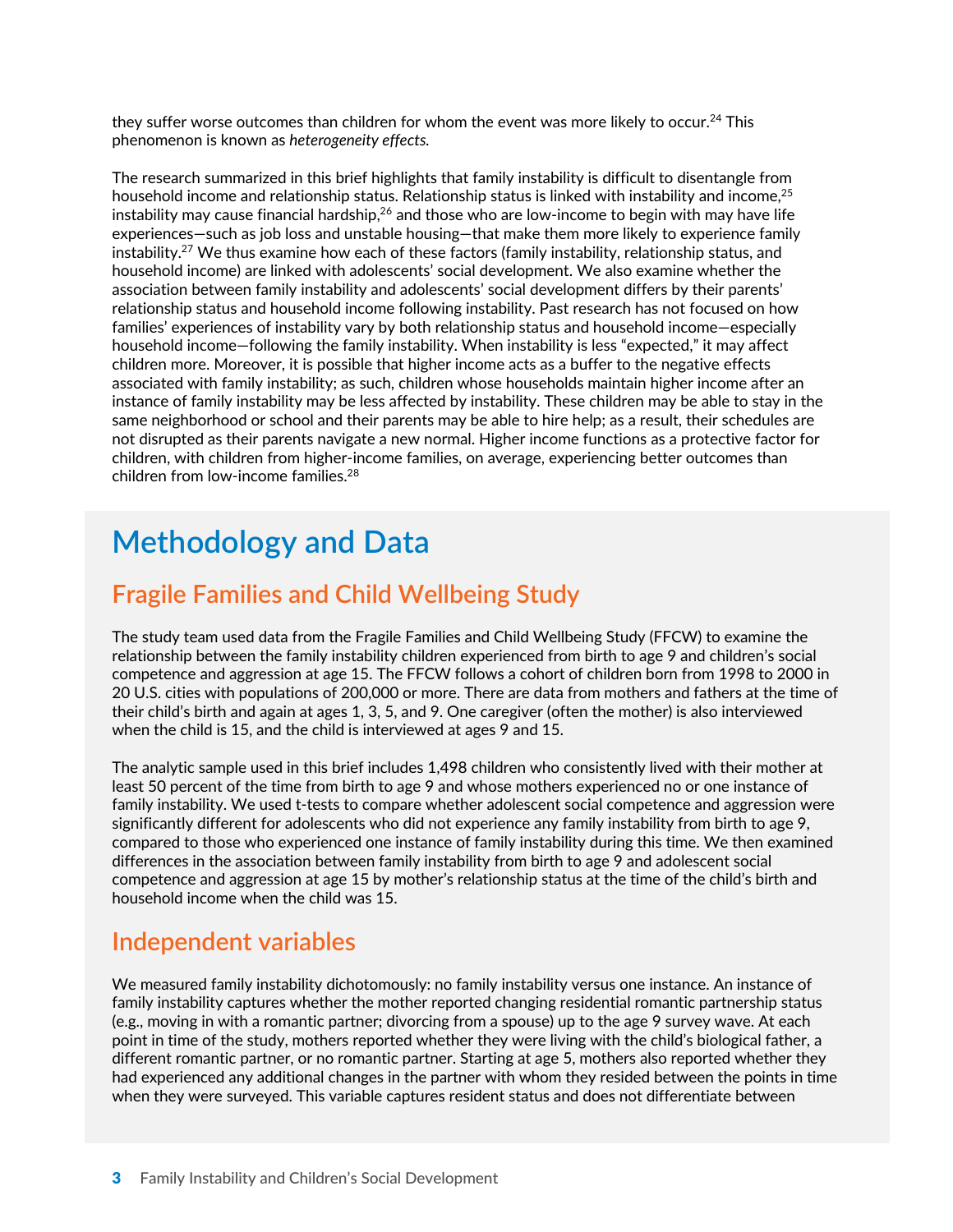they suffer worse outcomes than children for whom the event was more likely to occur.[24] This phenomenon is known as *heterogeneity effects.*

The research summarized in this brief highlights that family instability is difficult to disentangle from household income and relationship status. Relationship status is linked with instability and income,[25] instability may cause financial hardship,[26] and those who are low-income to begin with may have life experiences—such as job loss and unstable housing—that make them more likely to experience family instability.[27] We thus examine how each of these factors (family instability, relationship status, and household income) are linked with adolescents' social development. We also examine whether the association between family instability and adolescents' social development differs by their parents' relationship status and household income following instability. Past research has not focused on how families' experiences of instability vary by both relationship status and household income—especially household income—following the family instability. When instability is less "expected," it may affect children more. Moreover, it is possible that higher income acts as a buffer to the negative effects associated with family instability; as such, children whose households maintain higher income after an instance of family instability may be less affected by instability. These children may be able to stay in the same neighborhood or school and their parents may be able to hire help; as a result, their schedules are not disrupted as their parents navigate a new normal. Higher income functions as a protective factor for children, with children from higher-income families, on average, experiencing better outcomes than children from low-income families.[28]

# Methodology and Data

## Fragile Families and Child Wellbeing Study

The study team used data from the Fragile Families and Child Wellbeing Study (FFCW) to examine the relationship between the family instability children experienced from birth to age 9 and children's social competence and aggression at age 15. The FFCW follows a cohort of children born from 1998 to 2000 in 20 U.S. cities with populations of 200,000 or more. There are data from mothers and fathers at the time of their child's birth and again at ages 1, 3, 5, and 9. One caregiver (often the mother) is also interviewed when the child is 15, and the child is interviewed at ages 9 and 15.

The analytic sample used in this brief includes 1,498 children who consistently lived with their mother at least 50 percent of the time from birth to age 9 and whose mothers experienced no or one instance of family instability. We used t-tests to compare whether adolescent social competence and aggression were significantly different for adolescents who did not experience any family instability from birth to age 9, compared to those who experienced one instance of family instability during this time. We then examined differences in the association between family instability from birth to age 9 and adolescent social competence and aggression at age 15 by mother's relationship status at the time of the child's birth and household income when the child was 15.

## Independent variables

We measured family instability dichotomously: no family instability versus one instance. An instance of family instability captures whether the mother reported changing residential romantic partnership status (e.g., moving in with a romantic partner; divorcing from a spouse) up to the age 9 survey wave. At each point in time of the study, mothers reported whether they were living with the child's biological father, a different romantic partner, or no romantic partner. Starting at age 5, mothers also reported whether they had experienced any additional changes in the partner with whom they resided between the points in time when they were surveyed. This variable captures resident status and does not differentiate between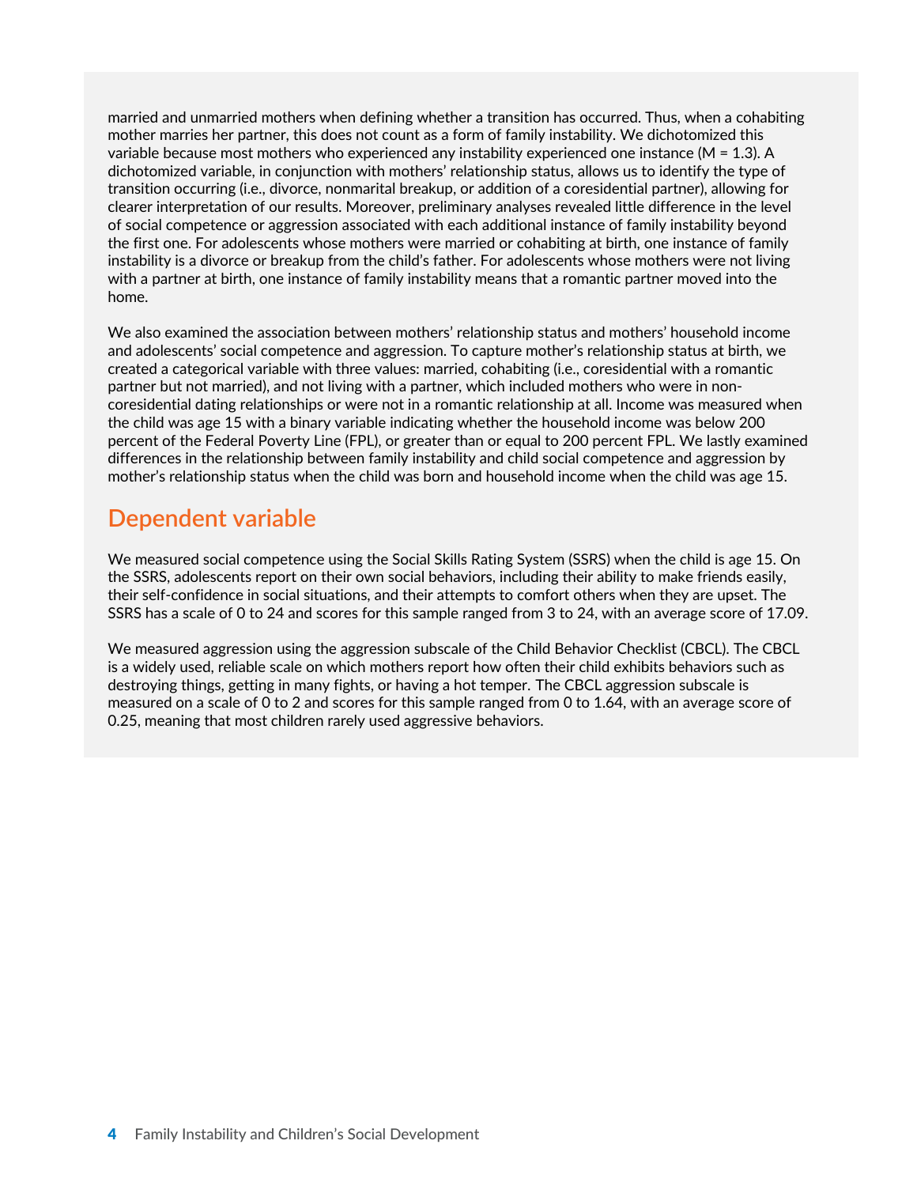married and unmarried mothers when defining whether a transition has occurred. Thus, when a cohabiting mother marries her partner, this does not count as a form of family instability. We dichotomized this variable because most mothers who experienced any instability experienced one instance (M = 1.3). A dichotomized variable, in conjunction with mothers' relationship status, allows us to identify the type of transition occurring (i.e., divorce, nonmarital breakup, or addition of a coresidential partner), allowing for clearer interpretation of our results. Moreover, preliminary analyses revealed little difference in the level of social competence or aggression associated with each additional instance of family instability beyond the first one. For adolescents whose mothers were married or cohabiting at birth, one instance of family instability is a divorce or breakup from the child's father. For adolescents whose mothers were not living with a partner at birth, one instance of family instability means that a romantic partner moved into the home.

We also examined the association between mothers' relationship status and mothers' household income and adolescents' social competence and aggression. To capture mother's relationship status at birth, we created a categorical variable with three values: married, cohabiting (i.e., coresidential with a romantic partner but not married), and not living with a partner, which included mothers who were in non-coresidential dating relationships or were not in a romantic relationship at all. Income was measured when the child was age 15 with a binary variable indicating whether the household income was below 200 percent of the Federal Poverty Line (FPL), or greater than or equal to 200 percent FPL. We lastly examined differences in the relationship between family instability and child social competence and aggression by mother's relationship status when the child was born and household income when the child was age 15.

## Dependent variable

We measured social competence using the Social Skills Rating System (SSRS) when the child is age 15. On the SSRS, adolescents report on their own social behaviors, including their ability to make friends easily, their self-confidence in social situations, and their attempts to comfort others when they are upset. The SSRS has a scale of 0 to 24 and scores for this sample ranged from 3 to 24, with an average score of 17.09.

We measured aggression using the aggression subscale of the Child Behavior Checklist (CBCL). The CBCL is a widely used, reliable scale on which mothers report how often their child exhibits behaviors such as destroying things, getting in many fights, or having a hot temper. The CBCL aggression subscale is measured on a scale of 0 to 2 and scores for this sample ranged from 0 to 1.64, with an average score of 0.25, meaning that most children rarely used aggressive behaviors.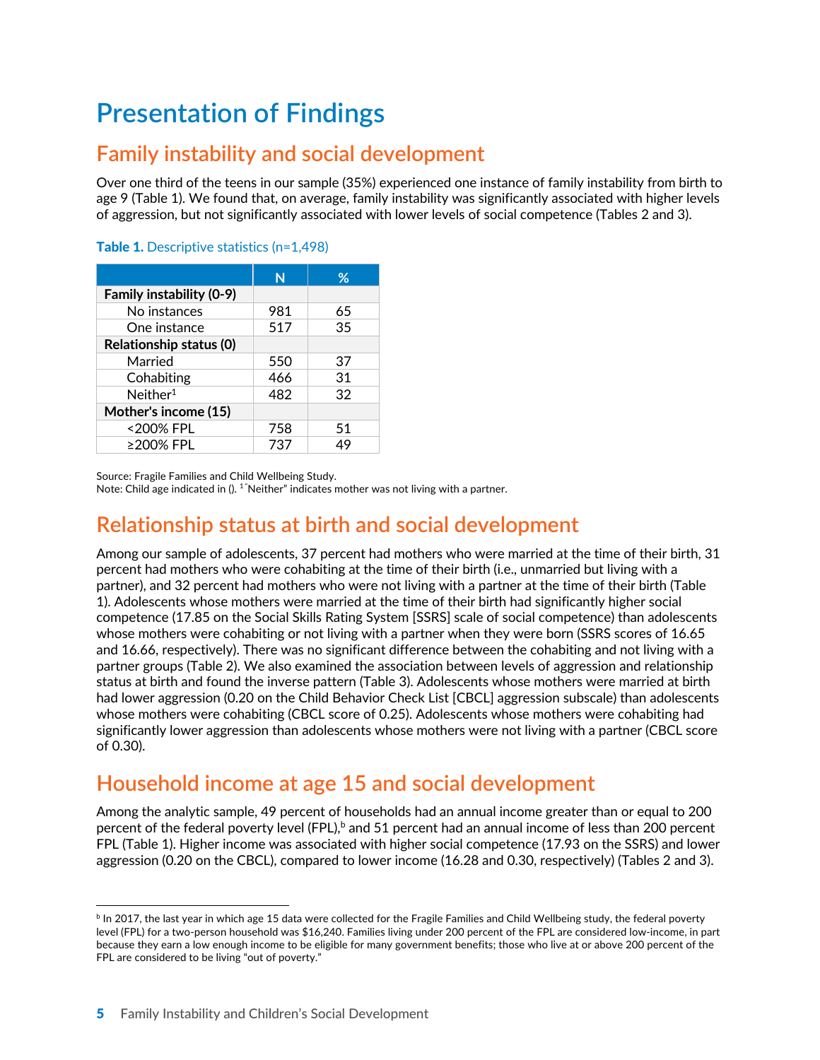# Presentation of Findings

## Family instability and social development

Over one third of the teens in our sample (35%) experienced one instance of family instability from birth to age 9 (Table 1). We found that, on average, family instability was significantly associated with higher levels of aggression, but not significantly associated with lower levels of social competence (Tables 2 and 3).

**Table 1.** Descriptive statistics (n=1,498)

| | N | % |
|---|---|---|
| **Family instability (0-9)** | | |
| No instances | 981 | 65 |
| One instance | 517 | 35 |
| **Relationship status (0)** | | |
| Married | 550 | 37 |
| Cohabiting | 466 | 31 |
| Neither[1] | 482 | 32 |
| **Mother's income (15)** | | |
| <200% FPL | 758 | 51 |
| ≥200% FPL | 737 | 49 |

Source: Fragile Families and Child Wellbeing Study.
Note: Child age indicated in (). [1] "Neither" indicates mother was not living with a partner.

## Relationship status at birth and social development

Among our sample of adolescents, 37 percent had mothers who were married at the time of their birth, 31 percent had mothers who were cohabiting at the time of their birth (i.e., unmarried but living with a partner), and 32 percent had mothers who were not living with a partner at the time of their birth (Table 1). Adolescents whose mothers were married at the time of their birth had significantly higher social competence (17.85 on the Social Skills Rating System [SSRS] scale of social competence) than adolescents whose mothers were cohabiting or not living with a partner when they were born (SSRS scores of 16.65 and 16.66, respectively). There was no significant difference between the cohabiting and not living with a partner groups (Table 2). We also examined the association between levels of aggression and relationship status at birth and found the inverse pattern (Table 3). Adolescents whose mothers were married at birth had lower aggression (0.20 on the Child Behavior Check List [CBCL] aggression subscale) than adolescents whose mothers were cohabiting (CBCL score of 0.25). Adolescents whose mothers were cohabiting had significantly lower aggression than adolescents whose mothers were not living with a partner (CBCL score of 0.30).

## Household income at age 15 and social development

Among the analytic sample, 49 percent of households had an annual income greater than or equal to 200 percent of the federal poverty level (FPL),[b] and 51 percent had an annual income of less than 200 percent FPL (Table 1). Higher income was associated with higher social competence (17.93 on the SSRS) and lower aggression (0.20 on the CBCL), compared to lower income (16.28 and 0.30, respectively) (Tables 2 and 3).

[b] In 2017, the last year in which age 15 data were collected for the Fragile Families and Child Wellbeing study, the federal poverty level (FPL) for a two-person household was $16,240. Families living under 200 percent of the FPL are considered low-income, in part because they earn a low enough income to be eligible for many government benefits; those who live at or above 200 percent of the FPL are considered to be living "out of poverty."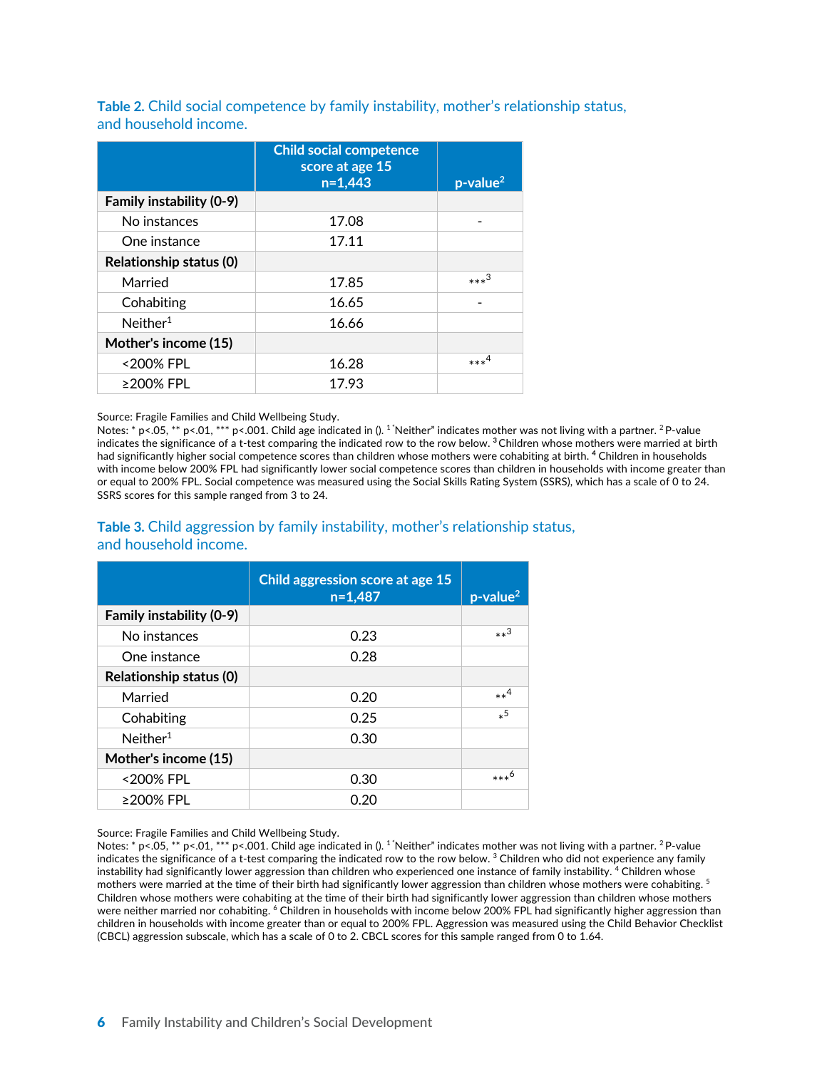**Table 2.** Child social competence by family instability, mother's relationship status, and household income.

| | Child social competence score at age 15 n=1,443 | p-value[2] |
|---|---|---|
| **Family instability (0-9)** | | |
| No instances | 17.08 | - |
| One instance | 17.11 | |
| **Relationship status (0)** | | |
| Married | 17.85 | ***[3] |
| Cohabiting | 16.65 | - |
| Neither[1] | 16.66 | |
| **Mother's income (15)** | | |
| <200% FPL | 16.28 | ***[4] |
| ≥200% FPL | 17.93 | |

Source: Fragile Families and Child Wellbeing Study.
Notes: * p<.05, ** p<.01, *** p<.001. Child age indicated in (). [1] "Neither" indicates mother was not living with a partner. [2] P-value indicates the significance of a t-test comparing the indicated row to the row below. [3] Children whose mothers were married at birth had significantly higher social competence scores than children whose mothers were cohabiting at birth. [4] Children in households with income below 200% FPL had significantly lower social competence scores than children in households with income greater than or equal to 200% FPL. Social competence was measured using the Social Skills Rating System (SSRS), which has a scale of 0 to 24. SSRS scores for this sample ranged from 3 to 24.

**Table 3.** Child aggression by family instability, mother's relationship status, and household income.

| | Child aggression score at age 15 n=1,487 | p-value[2] |
|---|---|---|
| **Family instability (0-9)** | | |
| No instances | 0.23 | **[3] |
| One instance | 0.28 | |
| **Relationship status (0)** | | |
| Married | 0.20 | **[4] |
| Cohabiting | 0.25 | *[5] |
| Neither[1] | 0.30 | |
| **Mother's income (15)** | | |
| <200% FPL | 0.30 | ***[6] |
| ≥200% FPL | 0.20 | |

Source: Fragile Families and Child Wellbeing Study.
Notes: * p<.05, ** p<.01, *** p<.001. Child age indicated in (). [1] "Neither" indicates mother was not living with a partner. [2] P-value indicates the significance of a t-test comparing the indicated row to the row below. [3] Children who did not experience any family instability had significantly lower aggression than children who experienced one instance of family instability. [4] Children whose mothers were married at the time of their birth had significantly lower aggression than children whose mothers were cohabiting. [5] Children whose mothers were cohabiting at the time of their birth had significantly lower aggression than children whose mothers were neither married nor cohabiting. [6] Children in households with income below 200% FPL had significantly higher aggression than children in households with income greater than or equal to 200% FPL. Aggression was measured using the Child Behavior Checklist (CBCL) aggression subscale, which has a scale of 0 to 2. CBCL scores for this sample ranged from 0 to 1.64.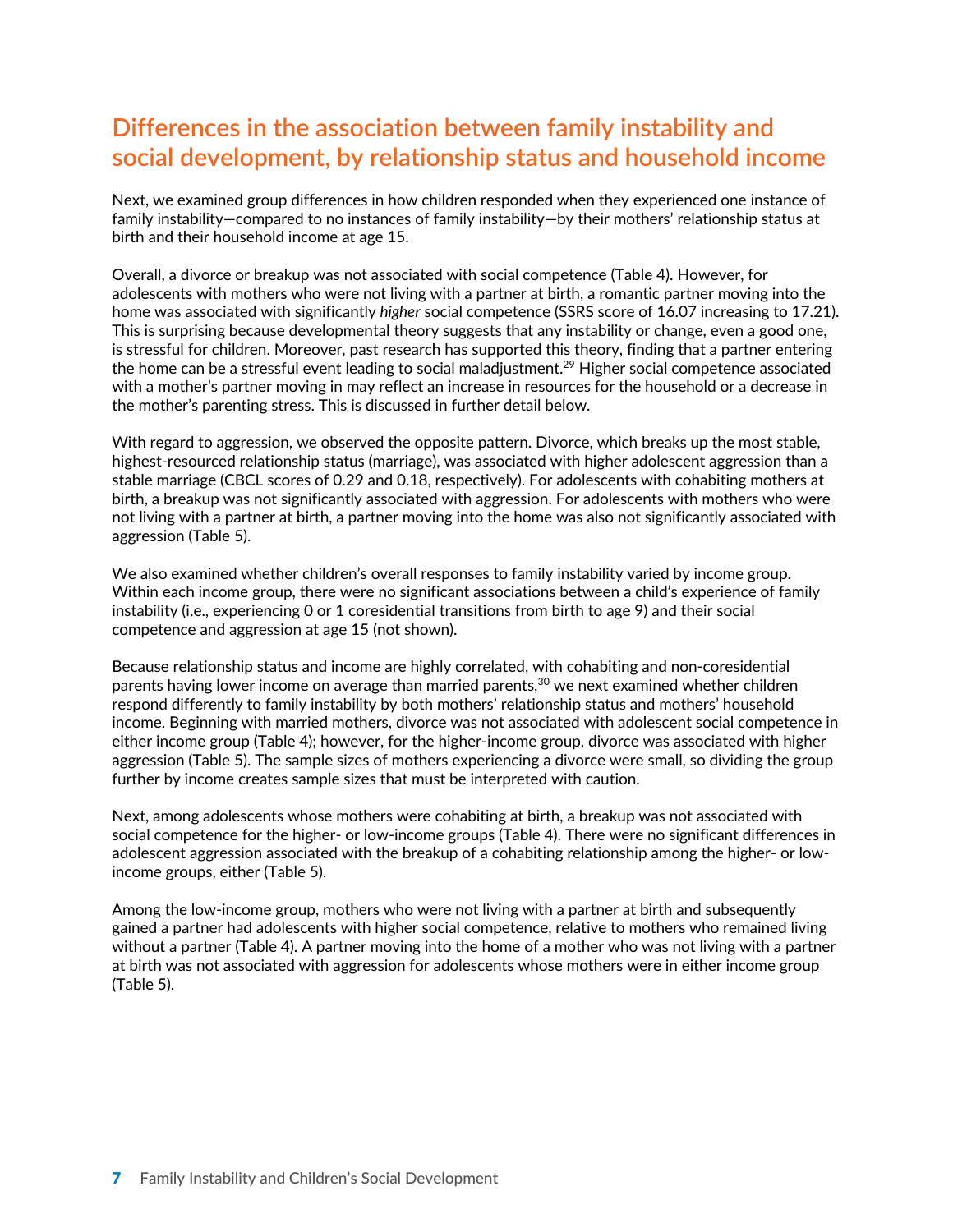## Differences in the association between family instability and social development, by relationship status and household income

Next, we examined group differences in how children responded when they experienced one instance of family instability—compared to no instances of family instability—by their mothers' relationship status at birth and their household income at age 15.

Overall, a divorce or breakup was not associated with social competence (Table 4). However, for adolescents with mothers who were not living with a partner at birth, a romantic partner moving into the home was associated with significantly *higher* social competence (SSRS score of 16.07 increasing to 17.21). This is surprising because developmental theory suggests that any instability or change, even a good one, is stressful for children. Moreover, past research has supported this theory, finding that a partner entering the home can be a stressful event leading to social maladjustment.[29] Higher social competence associated with a mother's partner moving in may reflect an increase in resources for the household or a decrease in the mother's parenting stress. This is discussed in further detail below.

With regard to aggression, we observed the opposite pattern. Divorce, which breaks up the most stable, highest-resourced relationship status (marriage), was associated with higher adolescent aggression than a stable marriage (CBCL scores of 0.29 and 0.18, respectively). For adolescents with cohabiting mothers at birth, a breakup was not significantly associated with aggression. For adolescents with mothers who were not living with a partner at birth, a partner moving into the home was also not significantly associated with aggression (Table 5).

We also examined whether children's overall responses to family instability varied by income group. Within each income group, there were no significant associations between a child's experience of family instability (i.e., experiencing 0 or 1 coresidential transitions from birth to age 9) and their social competence and aggression at age 15 (not shown).

Because relationship status and income are highly correlated, with cohabiting and non-coresidential parents having lower income on average than married parents,[30] we next examined whether children respond differently to family instability by both mothers' relationship status and mothers' household income. Beginning with married mothers, divorce was not associated with adolescent social competence in either income group (Table 4); however, for the higher-income group, divorce was associated with higher aggression (Table 5). The sample sizes of mothers experiencing a divorce were small, so dividing the group further by income creates sample sizes that must be interpreted with caution.

Next, among adolescents whose mothers were cohabiting at birth, a breakup was not associated with social competence for the higher- or low-income groups (Table 4). There were no significant differences in adolescent aggression associated with the breakup of a cohabiting relationship among the higher- or low-income groups, either (Table 5).

Among the low-income group, mothers who were not living with a partner at birth and subsequently gained a partner had adolescents with higher social competence, relative to mothers who remained living without a partner (Table 4). A partner moving into the home of a mother who was not living with a partner at birth was not associated with aggression for adolescents whose mothers were in either income group (Table 5).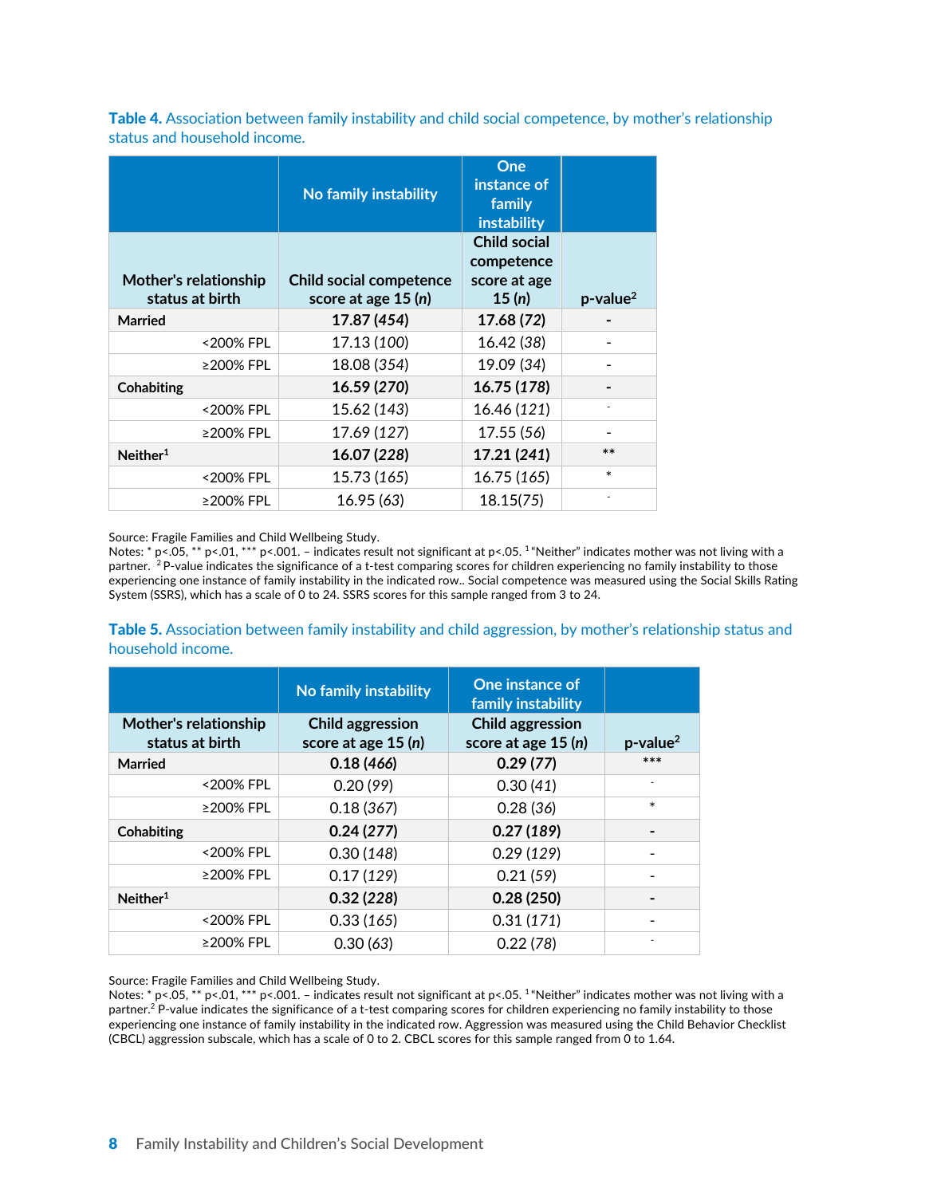**Table 4.** Association between family instability and child social competence, by mother's relationship status and household income.

| | No family instability | One instance of family instability | |
|---|---|---|---|
| **Mother's relationship status at birth** | **Child social competence score at age 15 (*n*)** | **Child social competence score at age 15 (*n*)** | **p-value[2]** |
| **Married** | **17.87 (*454*)** | **17.68 (*72*)** | **-** |
| <200% FPL | 17.13 (*100*) | 16.42 (*38*) | - |
| ≥200% FPL | 18.08 (*354*) | 19.09 (*34*) | - |
| **Cohabiting** | **16.59 (*270*)** | **16.75 (*178*)** | **-** |
| <200% FPL | 15.62 (*143*) | 16.46 (*121*) | - |
| ≥200% FPL | 17.69 (*127*) | 17.55 (*56*) | - |
| **Neither[1]** | **16.07 (*228*)** | **17.21 (*241*)** | ** |
| <200% FPL | 15.73 (*165*) | 16.75 (*165*) | * |
| ≥200% FPL | 16.95 (*63*) | 18.15(*75*) | - |

Source: Fragile Families and Child Wellbeing Study.
Notes: * p<.05, ** p<.01, *** p<.001. – indicates result not significant at p<.05. [1] "Neither" indicates mother was not living with a partner. [2] P-value indicates the significance of a t-test comparing scores for children experiencing no family instability to those experiencing one instance of family instability in the indicated row.. Social competence was measured using the Social Skills Rating System (SSRS), which has a scale of 0 to 24. SSRS scores for this sample ranged from 3 to 24.

**Table 5.** Association between family instability and child aggression, by mother's relationship status and household income.

| | No family instability | One instance of family instability | |
|---|---|---|---|
| **Mother's relationship status at birth** | **Child aggression score at age 15 (*n*)** | **Child aggression score at age 15 (*n*)** | **p-value[2]** |
| **Married** | **0.18 (*466*)** | **0.29 (*77*)** | *** |
| <200% FPL | 0.20 (*99*) | 0.30 (*41*) | - |
| ≥200% FPL | 0.18 (*367*) | 0.28 (*36*) | * |
| **Cohabiting** | **0.24 (*277*)** | **0.27 (*189*)** | **-** |
| <200% FPL | 0.30 (*148*) | 0.29 (*129*) | - |
| ≥200% FPL | 0.17 (*129*) | 0.21 (*59*) | - |
| **Neither[1]** | **0.32 (*228*)** | **0.28 (*250*)** | **-** |
| <200% FPL | 0.33 (*165*) | 0.31 (*171*) | - |
| ≥200% FPL | 0.30 (*63*) | 0.22 (*78*) | - |

Source: Fragile Families and Child Wellbeing Study.
Notes: * p<.05, ** p<.01, *** p<.001. – indicates result not significant at p<.05. [1] "Neither" indicates mother was not living with a partner.[2] P-value indicates the significance of a t-test comparing scores for children experiencing no family instability to those experiencing one instance of family instability in the indicated row. Aggression was measured using the Child Behavior Checklist (CBCL) aggression subscale, which has a scale of 0 to 2. CBCL scores for this sample ranged from 0 to 1.64.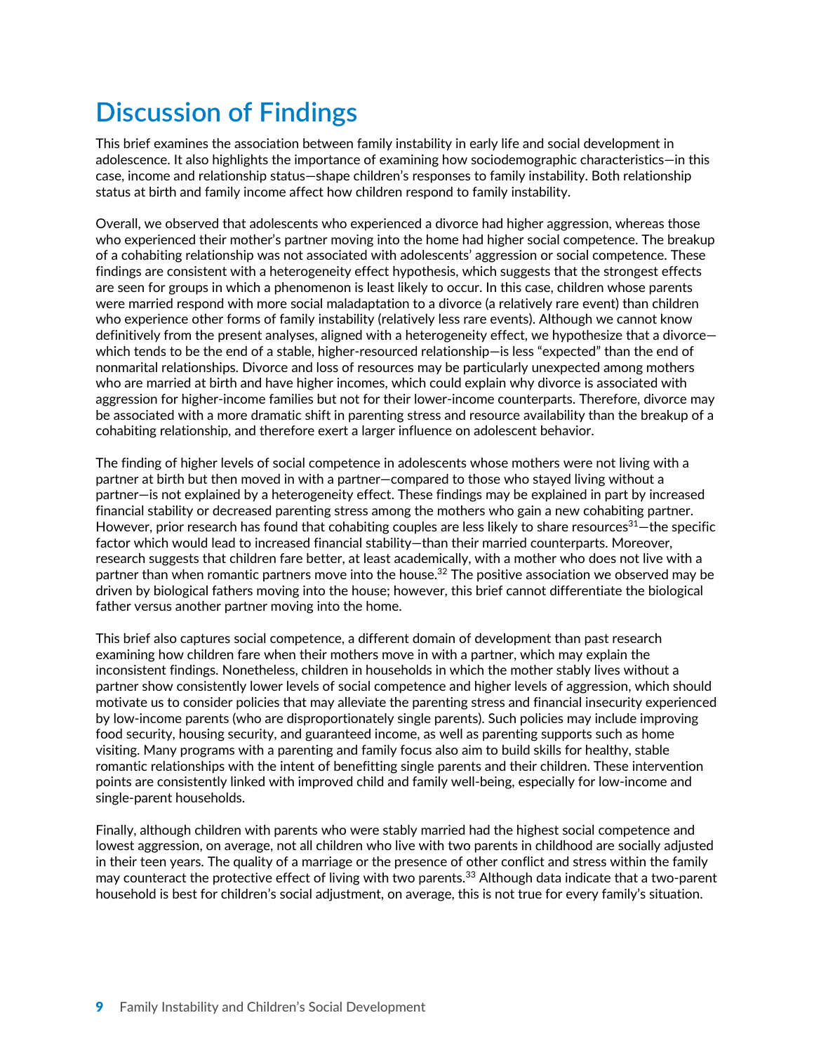# Discussion of Findings

This brief examines the association between family instability in early life and social development in adolescence. It also highlights the importance of examining how sociodemographic characteristics—in this case, income and relationship status—shape children's responses to family instability. Both relationship status at birth and family income affect how children respond to family instability.

Overall, we observed that adolescents who experienced a divorce had higher aggression, whereas those who experienced their mother's partner moving into the home had higher social competence. The breakup of a cohabiting relationship was not associated with adolescents' aggression or social competence. These findings are consistent with a heterogeneity effect hypothesis, which suggests that the strongest effects are seen for groups in which a phenomenon is least likely to occur. In this case, children whose parents were married respond with more social maladaptation to a divorce (a relatively rare event) than children who experience other forms of family instability (relatively less rare events). Although we cannot know definitively from the present analyses, aligned with a heterogeneity effect, we hypothesize that a divorce—which tends to be the end of a stable, higher-resourced relationship—is less "expected" than the end of nonmarital relationships. Divorce and loss of resources may be particularly unexpected among mothers who are married at birth and have higher incomes, which could explain why divorce is associated with aggression for higher-income families but not for their lower-income counterparts. Therefore, divorce may be associated with a more dramatic shift in parenting stress and resource availability than the breakup of a cohabiting relationship, and therefore exert a larger influence on adolescent behavior.

The finding of higher levels of social competence in adolescents whose mothers were not living with a partner at birth but then moved in with a partner—compared to those who stayed living without a partner—is not explained by a heterogeneity effect. These findings may be explained in part by increased financial stability or decreased parenting stress among the mothers who gain a new cohabiting partner. However, prior research has found that cohabiting couples are less likely to share resources[31]—the specific factor which would lead to increased financial stability—than their married counterparts. Moreover, research suggests that children fare better, at least academically, with a mother who does not live with a partner than when romantic partners move into the house.[32] The positive association we observed may be driven by biological fathers moving into the house; however, this brief cannot differentiate the biological father versus another partner moving into the home.

This brief also captures social competence, a different domain of development than past research examining how children fare when their mothers move in with a partner, which may explain the inconsistent findings. Nonetheless, children in households in which the mother stably lives without a partner show consistently lower levels of social competence and higher levels of aggression, which should motivate us to consider policies that may alleviate the parenting stress and financial insecurity experienced by low-income parents (who are disproportionately single parents). Such policies may include improving food security, housing security, and guaranteed income, as well as parenting supports such as home visiting. Many programs with a parenting and family focus also aim to build skills for healthy, stable romantic relationships with the intent of benefitting single parents and their children. These intervention points are consistently linked with improved child and family well-being, especially for low-income and single-parent households.

Finally, although children with parents who were stably married had the highest social competence and lowest aggression, on average, not all children who live with two parents in childhood are socially adjusted in their teen years. The quality of a marriage or the presence of other conflict and stress within the family may counteract the protective effect of living with two parents.[33] Although data indicate that a two-parent household is best for children's social adjustment, on average, this is not true for every family's situation.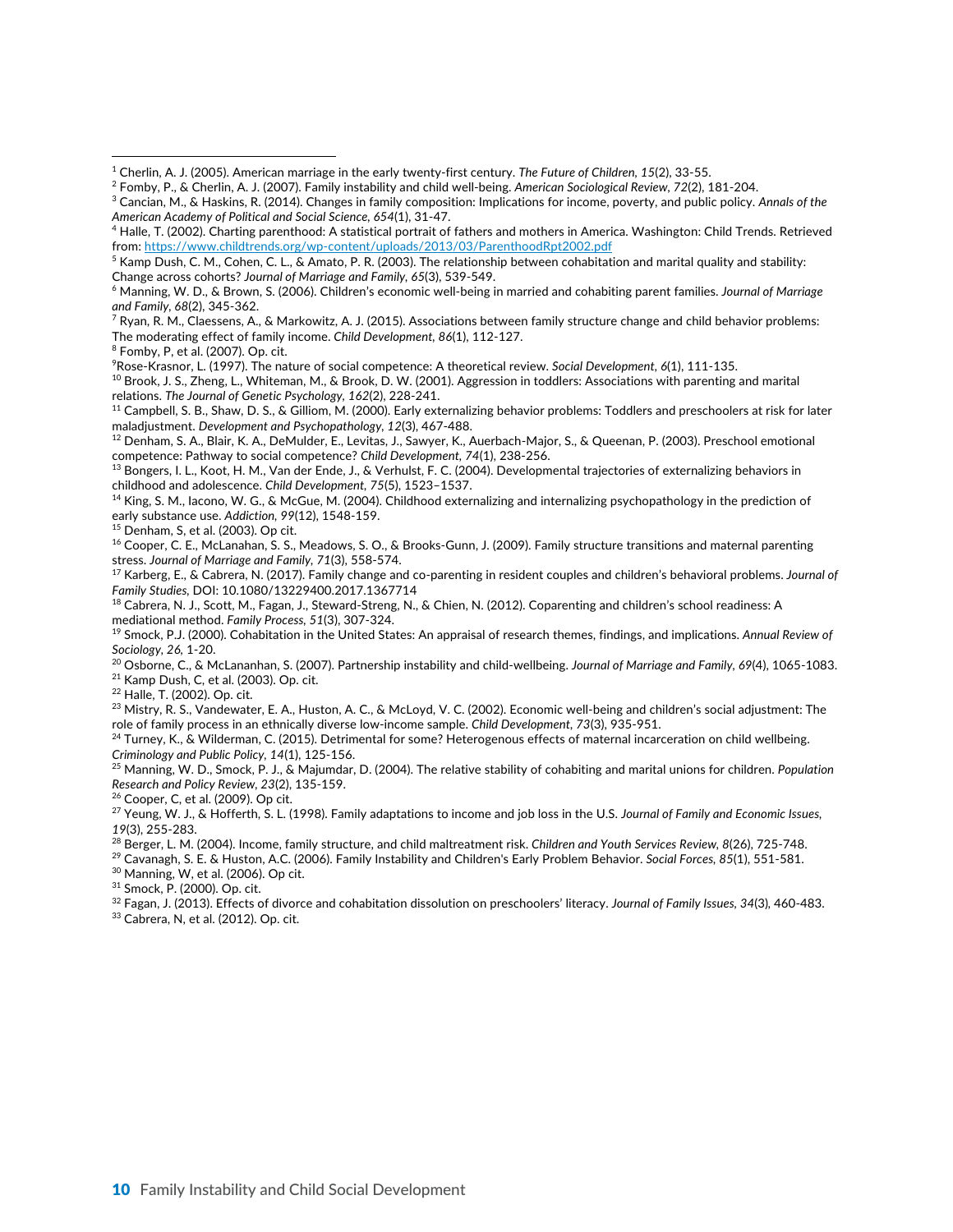[1] Cherlin, A. J. (2005). American marriage in the early twenty-first century. *The Future of Children, 15*(2), 33-55.

[2] Fomby, P., & Cherlin, A. J. (2007). Family instability and child well-being. *American Sociological Review, 72*(2), 181-204.

[3] Cancian, M., & Haskins, R. (2014). Changes in family composition: Implications for income, poverty, and public policy. *Annals of the American Academy of Political and Social Science, 654*(1), 31-47.

[4] Halle, T. (2002). Charting parenthood: A statistical portrait of fathers and mothers in America. Washington: Child Trends. Retrieved from: https://www.childtrends.org/wp-content/uploads/2013/03/ParenthoodRpt2002.pdf

[5] Kamp Dush, C. M., Cohen, C. L., & Amato, P. R. (2003). The relationship between cohabitation and marital quality and stability: Change across cohorts? *Journal of Marriage and Family, 65*(3), 539-549.

[6] Manning, W. D., & Brown, S. (2006). Children's economic well-being in married and cohabiting parent families. *Journal of Marriage and Family, 68*(2), 345-362.

[7] Ryan, R. M., Claessens, A., & Markowitz, A. J. (2015). Associations between family structure change and child behavior problems: The moderating effect of family income. *Child Development, 86*(1), 112-127.

[8] Fomby, P, et al. (2007). Op. cit.

[9] Rose-Krasnor, L. (1997). The nature of social competence: A theoretical review. *Social Development, 6*(1), 111-135.

[10] Brook, J. S., Zheng, L., Whiteman, M., & Brook, D. W. (2001). Aggression in toddlers: Associations with parenting and marital relations. *The Journal of Genetic Psychology, 162*(2), 228-241.

[11] Campbell, S. B., Shaw, D. S., & Gilliom, M. (2000). Early externalizing behavior problems: Toddlers and preschoolers at risk for later maladjustment. *Development and Psychopathology, 12*(3), 467-488.

[12] Denham, S. A., Blair, K. A., DeMulder, E., Levitas, J., Sawyer, K., Auerbach-Major, S., & Queenan, P. (2003). Preschool emotional competence: Pathway to social competence? *Child Development, 74*(1), 238-256.

[13] Bongers, I. L., Koot, H. M., Van der Ende, J., & Verhulst, F. C. (2004). Developmental trajectories of externalizing behaviors in childhood and adolescence. *Child Development, 75*(5), 1523–1537.

[14] King, S. M., Iacono, W. G., & McGue, M. (2004). Childhood externalizing and internalizing psychopathology in the prediction of early substance use. *Addiction, 99*(12), 1548-159.

[15] Denham, S, et al. (2003). Op cit.

[16] Cooper, C. E., McLanahan, S. S., Meadows, S. O., & Brooks-Gunn, J. (2009). Family structure transitions and maternal parenting stress. *Journal of Marriage and Family, 71*(3), 558-574.

[17] Karberg, E., & Cabrera, N. (2017). Family change and co-parenting in resident couples and children's behavioral problems. *Journal of Family Studies,* DOI: 10.1080/13229400.2017.1367714

[18] Cabrera, N. J., Scott, M., Fagan, J., Steward-Streng, N., & Chien, N. (2012). Coparenting and children's school readiness: A mediational method. *Family Process, 51*(3), 307-324.

[19] Smock, P.J. (2000). Cohabitation in the United States: An appraisal of research themes, findings, and implications. *Annual Review of Sociology, 26,* 1-20.

[20] Osborne, C., & McLananhan, S. (2007). Partnership instability and child-wellbeing. *Journal of Marriage and Family, 69*(4), 1065-1083.

[21] Kamp Dush, C, et al. (2003). Op. cit.

[22] Halle, T. (2002). Op. cit.

[23] Mistry, R. S., Vandewater, E. A., Huston, A. C., & McLoyd, V. C. (2002). Economic well-being and children's social adjustment: The role of family process in an ethnically diverse low-income sample. *Child Development, 73*(3), 935-951.

[24] Turney, K., & Wilderman, C. (2015). Detrimental for some? Heterogenous effects of maternal incarceration on child wellbeing. *Criminology and Public Policy, 14*(1), 125-156.

[25] Manning, W. D., Smock, P. J., & Majumdar, D. (2004). The relative stability of cohabiting and marital unions for children. *Population Research and Policy Review, 23*(2), 135-159.

[26] Cooper, C, et al. (2009). Op cit.

[27] Yeung, W. J., & Hofferth, S. L. (1998). Family adaptations to income and job loss in the U.S. *Journal of Family and Economic Issues, 19*(3), 255-283.

[28] Berger, L. M. (2004). Income, family structure, and child maltreatment risk. *Children and Youth Services Review, 8*(26), 725-748.

[29] Cavanagh, S. E. & Huston, A.C. (2006). Family Instability and Children's Early Problem Behavior. *Social Forces, 85*(1), 551-581.

[30] Manning, W, et al. (2006). Op cit.

[31] Smock, P. (2000). Op. cit.

[32] Fagan, J. (2013). Effects of divorce and cohabitation dissolution on preschoolers' literacy. *Journal of Family Issues, 34*(3), 460-483.

[33] Cabrera, N, et al. (2012). Op. cit.